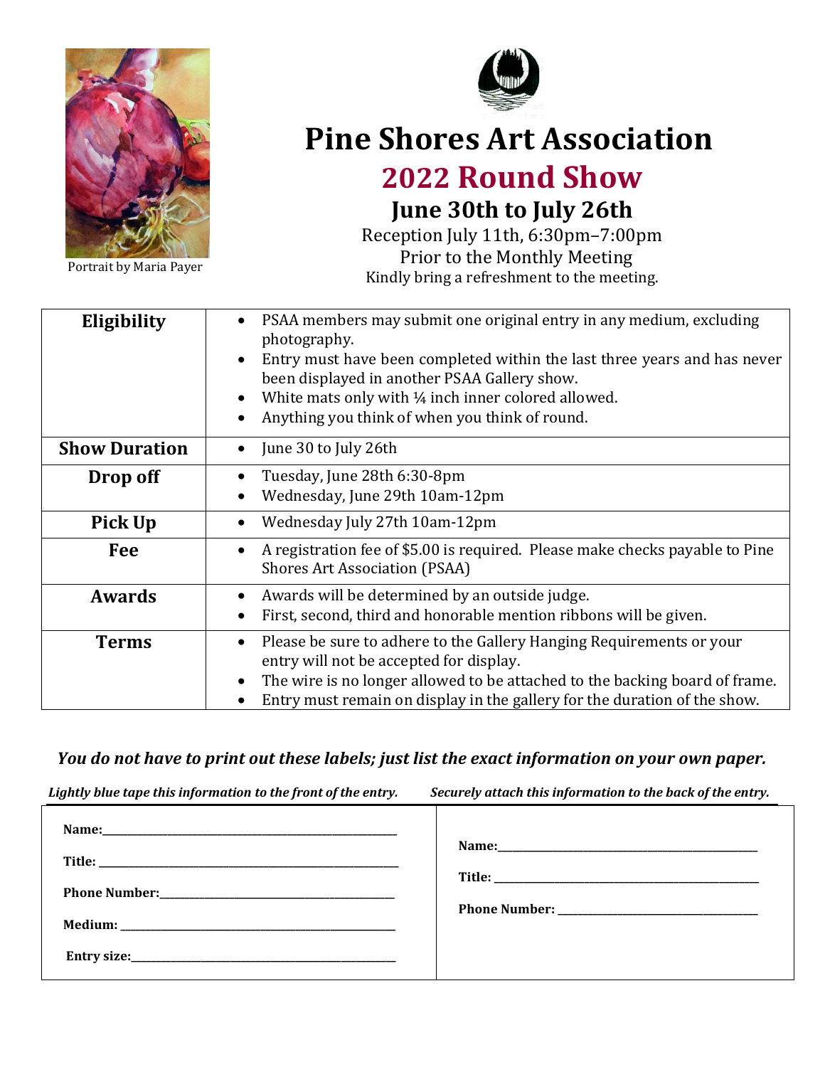Portrait by Maria Payer

# Pine Shores Art Association

## 2022 Round Show

### June 30th to July 26th

Reception July 11th, 6:30pm–7:00pm
Prior to the Monthly Meeting
Kindly bring a refreshment to the meeting.

| | |
|---|---|
| **Eligibility** | • PSAA members may submit one original entry in any medium, excluding photography.<br>• Entry must have been completed within the last three years and has never been displayed in another PSAA Gallery show.<br>• White mats only with ¼ inch inner colored allowed.<br>• Anything you think of when you think of round. |
| **Show Duration** | • June 30 to July 26th |
| **Drop off** | • Tuesday, June 28th 6:30-8pm<br>• Wednesday, June 29th 10am-12pm |
| **Pick Up** | • Wednesday July 27th 10am-12pm |
| **Fee** | • A registration fee of $5.00 is required. Please make checks payable to Pine Shores Art Association (PSAA) |
| **Awards** | • Awards will be determined by an outside judge.<br>• First, second, third and honorable mention ribbons will be given. |
| **Terms** | • Please be sure to adhere to the Gallery Hanging Requirements or your entry will not be accepted for display.<br>• The wire is no longer allowed to be attached to the backing board of frame.<br>• Entry must remain on display in the gallery for the duration of the show. |

***You do not have to print out these labels; just list the exact information on your own paper.***

| ***Lightly blue tape this information to the front of the entry.*** | ***Securely attach this information to the back of the entry.*** |
|---|---|
| **Name:**\_\_\_\_\_\_\_\_\_\_\_\_\_\_\_\_\_\_\_\_\_\_\_\_\_\_\_\_\_\_<br>**Title:** \_\_\_\_\_\_\_\_\_\_\_\_\_\_\_\_\_\_\_\_\_\_\_\_\_\_\_\_\_\_<br>**Phone Number:**\_\_\_\_\_\_\_\_\_\_\_\_\_\_\_\_\_\_\_\_\_\_\_\_<br>**Medium:** \_\_\_\_\_\_\_\_\_\_\_\_\_\_\_\_\_\_\_\_\_\_\_\_\_\_\_\_<br>**Entry size:**\_\_\_\_\_\_\_\_\_\_\_\_\_\_\_\_\_\_\_\_\_\_\_\_\_\_\_\_ | **Name:**\_\_\_\_\_\_\_\_\_\_\_\_\_\_\_\_\_\_\_\_\_\_\_\_\_\_\_\_<br>**Title:** \_\_\_\_\_\_\_\_\_\_\_\_\_\_\_\_\_\_\_\_\_\_\_\_\_\_\_\_<br>**Phone Number:** \_\_\_\_\_\_\_\_\_\_\_\_\_\_\_\_\_\_\_\_\_\_ |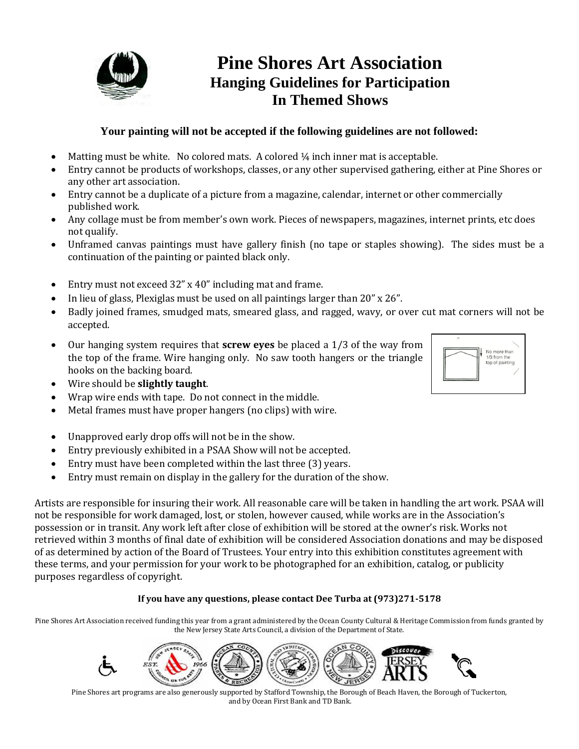# Pine Shores Art Association

## Hanging Guidelines for Participation In Themed Shows

**Your painting will not be accepted if the following guidelines are not followed:**

- Matting must be white. No colored mats. A colored ¼ inch inner mat is acceptable.
- Entry cannot be products of workshops, classes, or any other supervised gathering, either at Pine Shores or any other art association.
- Entry cannot be a duplicate of a picture from a magazine, calendar, internet or other commercially published work.
- Any collage must be from member's own work. Pieces of newspapers, magazines, internet prints, etc does not qualify.
- Unframed canvas paintings must have gallery finish (no tape or staples showing). The sides must be a continuation of the painting or painted black only.

- Entry must not exceed 32" x 40" including mat and frame.
- In lieu of glass, Plexiglas must be used on all paintings larger than 20" x 26".
- Badly joined frames, smudged mats, smeared glass, and ragged, wavy, or over cut mat corners will not be accepted.
- Our hanging system requires that **screw eyes** be placed a 1/3 of the way from the top of the frame. Wire hanging only. No saw tooth hangers or the triangle hooks on the backing board.
- Wire should be **slightly taught**.
- Wrap wire ends with tape. Do not connect in the middle.
- Metal frames must have proper hangers (no clips) with wire.

No more than 1/3 from the top of painting

- Unapproved early drop offs will not be in the show.
- Entry previously exhibited in a PSAA Show will not be accepted.
- Entry must have been completed within the last three (3) years.
- Entry must remain on display in the gallery for the duration of the show.

Artists are responsible for insuring their work. All reasonable care will be taken in handling the art work. PSAA will not be responsible for work damaged, lost, or stolen, however caused, while works are in the Association's possession or in transit. Any work left after close of exhibition will be stored at the owner's risk. Works not retrieved within 3 months of final date of exhibition will be considered Association donations and may be disposed of as determined by action of the Board of Trustees. Your entry into this exhibition constitutes agreement with these terms, and your permission for your work to be photographed for an exhibition, catalog, or publicity purposes regardless of copyright.

**If you have any questions, please contact Dee Turba at (973)271-5178**

Pine Shores Art Association received funding this year from a grant administered by the Ocean County Cultural & Heritage Commission from funds granted by the New Jersey State Arts Council, a division of the Department of State.

Pine Shores art programs are also generously supported by Stafford Township, the Borough of Beach Haven, the Borough of Tuckerton, and by Ocean First Bank and TD Bank.